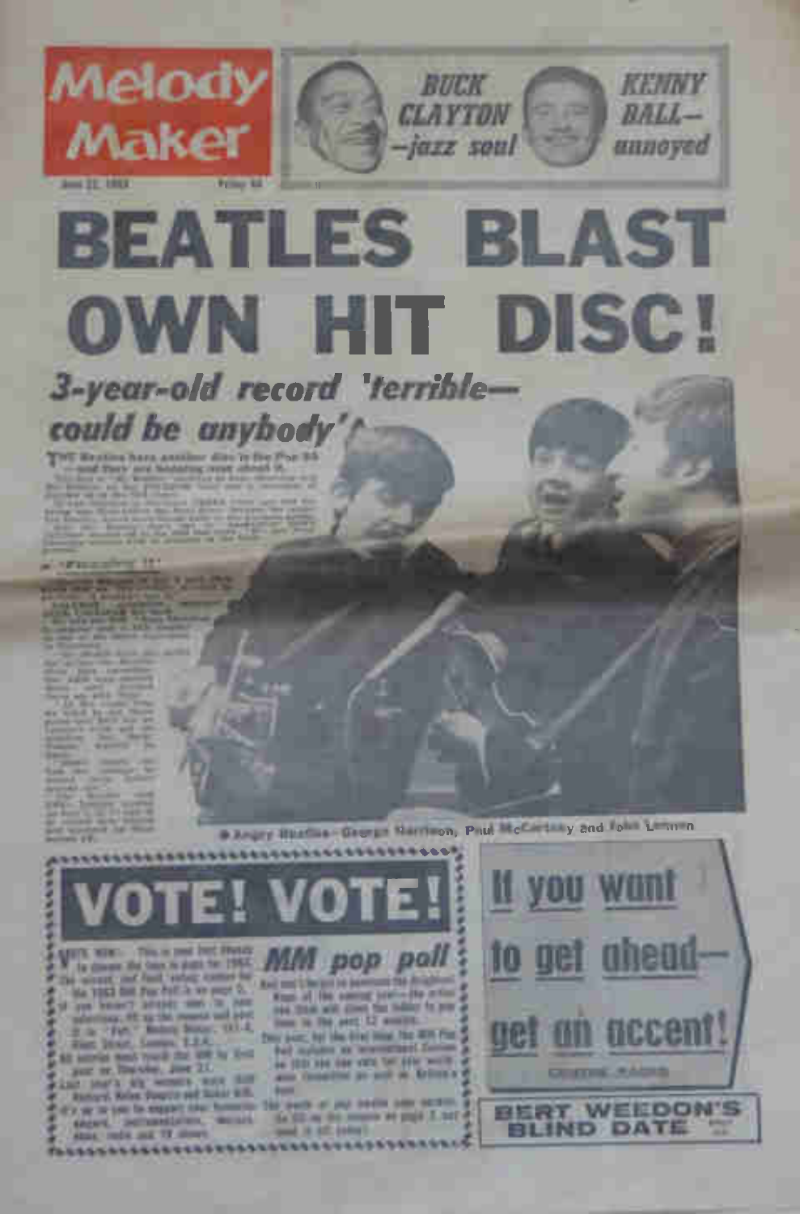# Melody Maker

June 22, 1963 — Friday 6d

**BUCK CLAYTON** — *jazz soul*

**KENNY BALL** — *annoyed*

# BEATLES BLAST OWN HIT DISC!

## *3-year-old record 'terrible—could be anybody'*

THE Beatles have another disc in the Pop 50 — and they are hopping mad about it.

"Favouring It"

Angry Beatles—George Harrison, Paul McCartney and John Lennon

# VOTE! VOTE!

## *MM pop poll*

# If you want to get ahead—get an accent!

CENTRE PAGES

**BERT WEEDON'S BLIND DATE**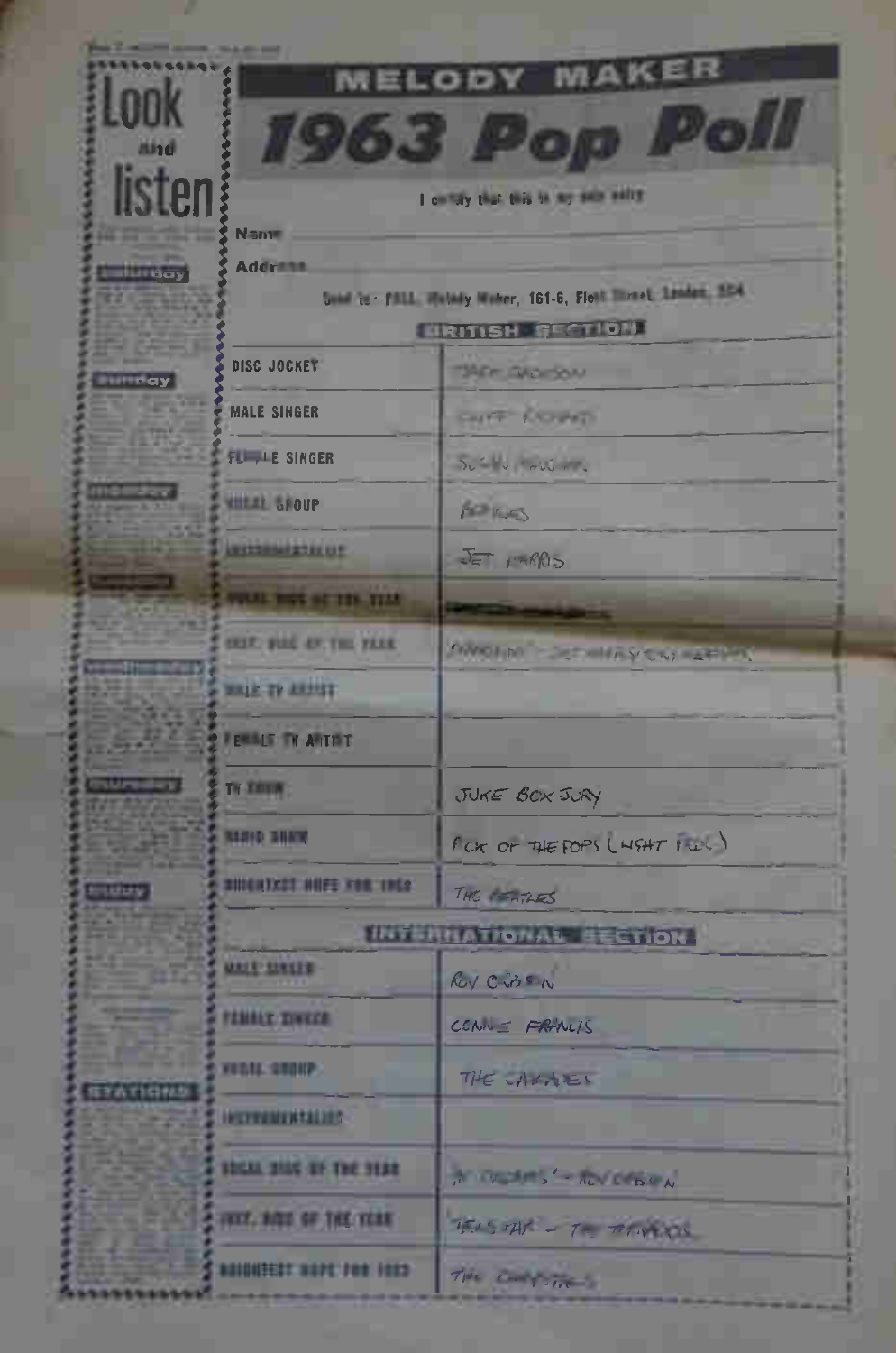# MELODY MAKER

# 1963 Pop Poll

I certify that this is my only entry

Name

Address

Send to: POLL, Melody Maker, 161-6, Fleet Street, London, EC4

| BRITISH SECTION | |
|---|---|
| DISC JOCKEY | JACK JACKSON |
| MALE SINGER | CLIFF RICHARD |
| FEMALE SINGER | SUSAN MAUGHAN |
| VOCAL GROUP | BEATLES |
| INSTRUMENTALIST | JET HARRIS |
| VOCAL DISC OF THE YEAR | |
| INST. DISC OF THE YEAR | "DIAMONDS" – JET HARRIS & TONY MEEHAN |
| MALE TV ARTIST | |
| FEMALE TV ARTIST | |
| TV SHOW | JUKE BOX JURY |
| RADIO SHOW | PICK OF THE POPS (LIGHT PROG) |
| BRIGHTEST HOPE FOR 1963 | THE BEATLES |

| INTERNATIONAL SECTION | |
|---|---|
| MALE SINGER | ROY ORBISON |
| FEMALE SINGER | CONNIE FRANCIS |
| VOCAL GROUP | THE CASCADES |
| INSTRUMENTALIST | |
| VOCAL DISC OF THE YEAR | "IN DREAMS" – ROY ORBISON |
| INST. DISC OF THE YEAR | "TELSTAR" – THE TORNADOS |
| BRIGHTEST HOPE FOR 1963 | THE CHANTAYS |

Look and listen

saturday

sunday

monday

tuesday

wednesday

thursday

friday

STATIONS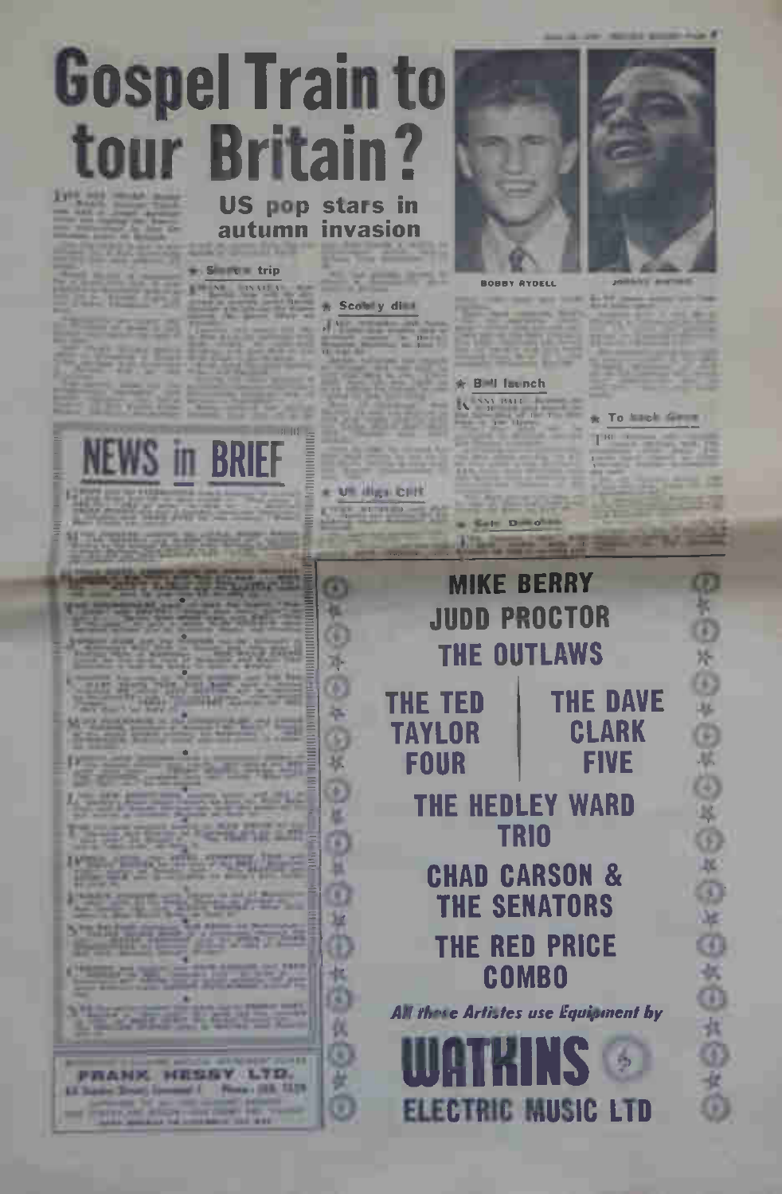# Gospel Train to tour Britain?

## US pop stars in autumn invasion

★ Sinatra trip

★ Scobey dies

★ Bell launch

★ To back Gene

★ US digs Cliff

★ Sells Domino

BOBBY RYDELL

JOHNNY MATHIS

# NEWS in BRIEF

FRANK HESSY LTD.

---

MIKE BERRY
JUDD PROCTOR
THE OUTLAWS

THE TED TAYLOR FOUR | THE DAVE CLARK FIVE

THE HEDLEY WARD TRIO

CHAD CARSON & THE SENATORS

THE RED PRICE COMBO

*All these Artistes use Equipment by*

**WATKINS**
**ELECTRIC MUSIC LTD**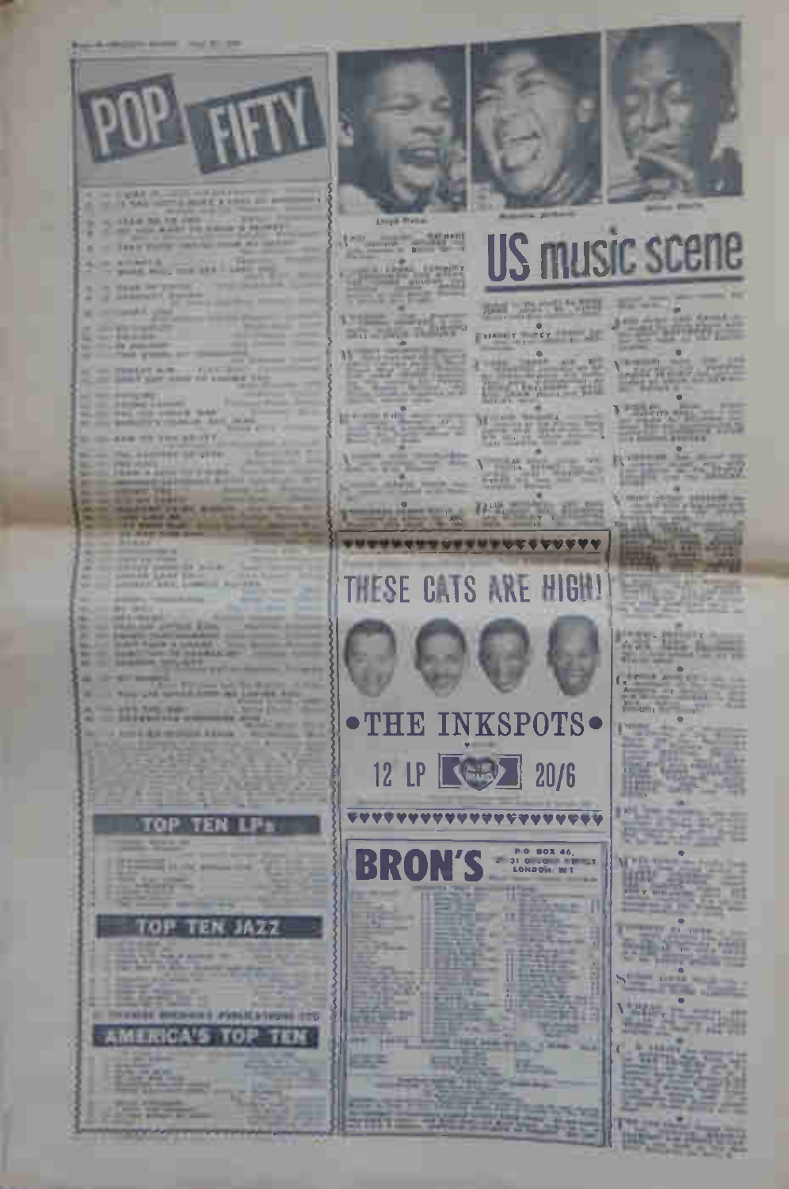# POP FIFTY

## TOP TEN LPs

## TOP TEN JAZZ

## AMERICA'S TOP TEN

# US music scene

## THESE CATS ARE HIGH!

**THE INKSPOTS**

12 LP 20/6

## BRON'S

P.O. BOX 46,
LONDON, W.1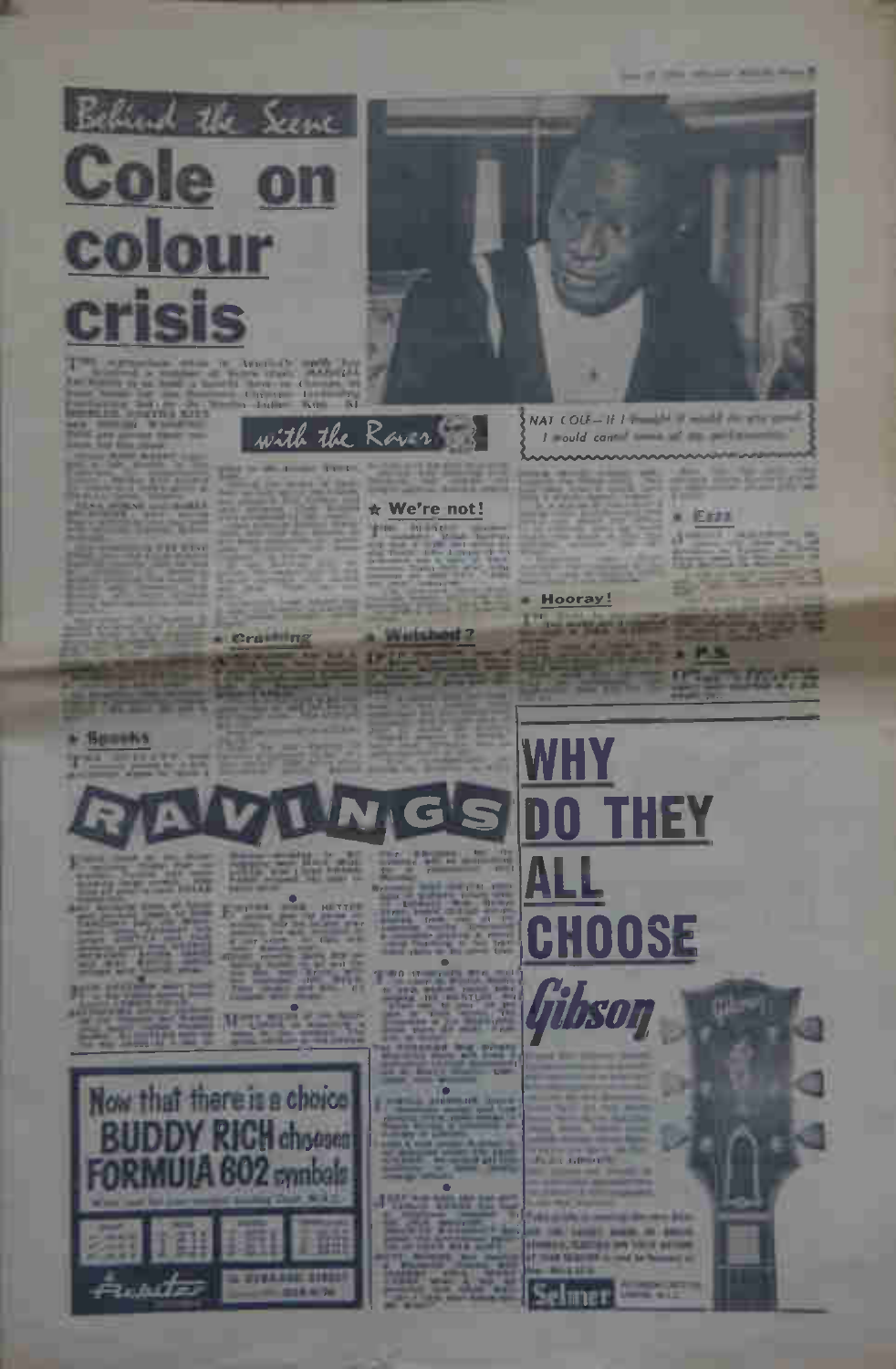## Behind the Scene

# Cole on colour crisis

NAT COLE—If I thought it would do any good I would cancel some of my performances

## with the Raver

★ **We're not!**

● **Hooray!**

● **Ezra**

● **Crashing**

● **Welshed?**

● **P.S.**

● **Spooks**

# RAVINGS

# WHY DO THEY ALL CHOOSE Gibson

Selmer

## Now that there is a choice BUDDY RICH chooses FORMULA 602 cymbals

Paiste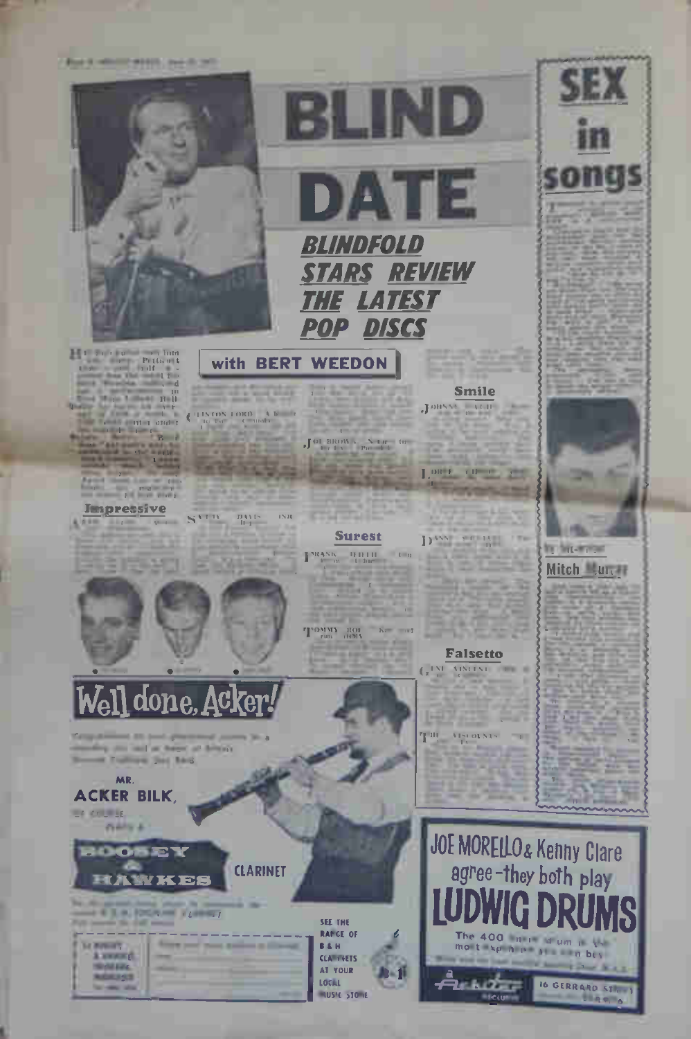# BLIND DATE

## *BLINDFOLD STARS REVIEW THE LATEST POP DISCS*

### with BERT WEEDON

### Impressive

### Surest

### Smile

### Falsetto

# SEX in songs

Mitch Murray

# Well done, Acker!

MR.

**ACKER BILK,**

BOOSEY & HAWKES

CLARINET

SEE THE RANGE OF B & H CLARINETS AT YOUR LOCAL MUSIC STORE

# JOE MORELLO & Kenny Clare agree - they both play LUDWIG DRUMS

The 400 snare drum is the most expensive you can buy

16 GERRARD STREET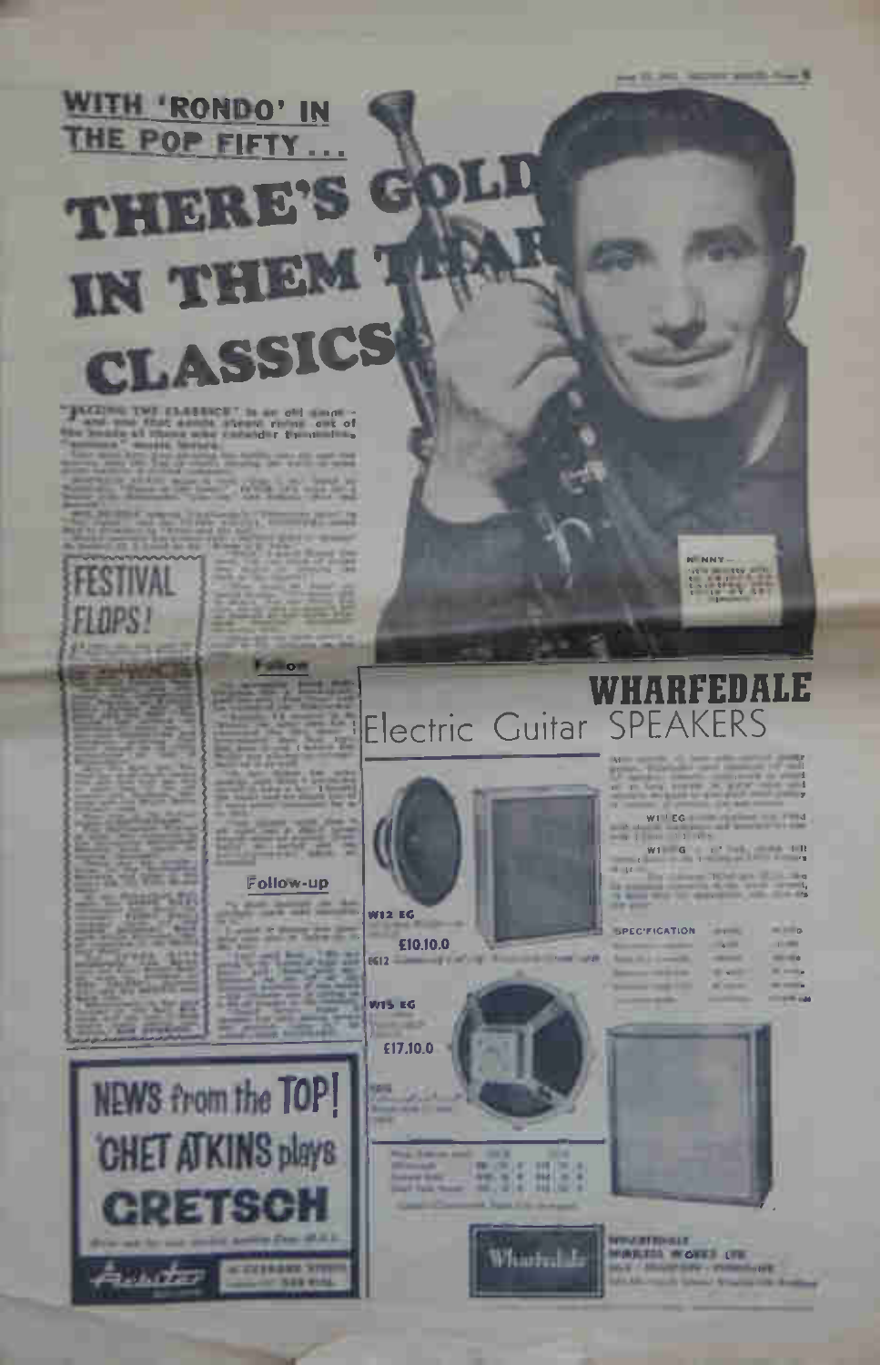## WITH 'RONDO' IN THE POP FIFTY . . .

# THERE'S GOLD IN THEM THAR CLASSICS

"JAZZING THE CLASSICS" is an old game — and one that sends steam rising out of the heads of those who consider themselves "serious" music lovers.

## FESTIVAL FLOPS!

### Follow-up

# NEWS from the TOP!

## 'CHET ATKINS plays GRETSCH

# WHARFEDALE

## Electric Guitar SPEAKERS

**W12 EG**

£10.10.0

**W15 EG**

£17.10.0

SPECIFICATION

Wharfedale

WHARFEDALE WIRELESS WORKS LTD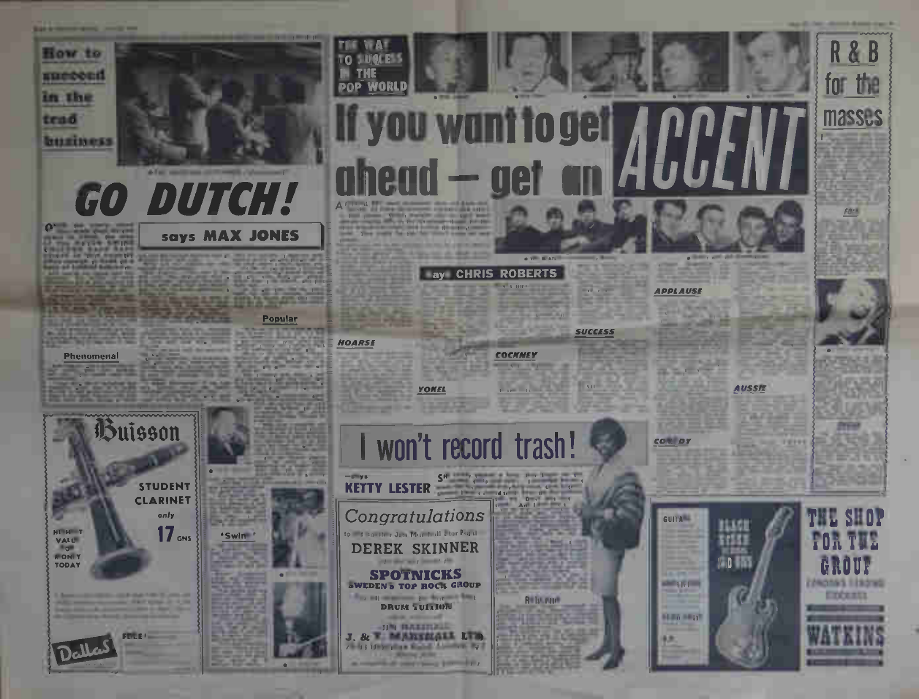# How to succeed in the trad business

# GO DUTCH!

**says MAX JONES**

Popular

Phenomenal

'Swin'

# THE WAY TO SUCCESS IN THE POP WORLD

# If you want to get ahead — get an ACCENT

**says CHRIS ROBERTS**

HOARSE

YOKEL

COCKNEY

SUCCESS

APPLAUSE

AUSSIE

COMEDY

# I won't record trash!

—says **KETTY LESTER**

# R & B for the masses

**Buisson**

STUDENT CLARINET

only **17** GNS

HIGHEST VALUE FOR MONEY TODAY

Dallas

Congratulations

DEREK SKINNER

SPOTNICKS

SWEDEN'S TOP ROCK GROUP

DRUM TUITION

J. & T. MARSHALL LTD.

GUITAR

THE SHOP FOR THE GROUP

WATKINS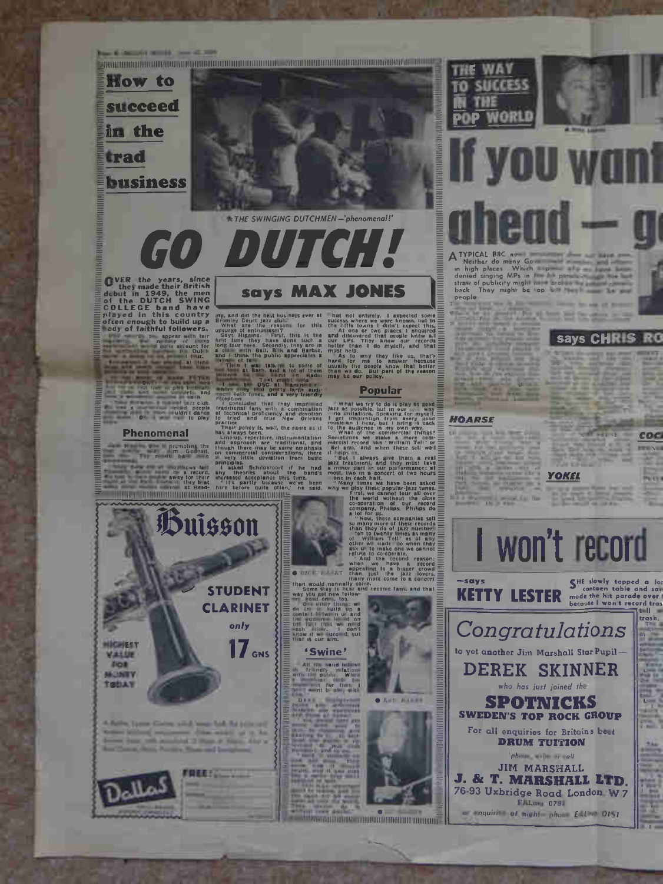# How to succeed in the trad business

★ THE SWINGING DUTCHMEN—'phenomenal!'

# GO DUTCH!

## says MAX JONES

**OVER the years, since they made their British debut in 1949, the men of the DUTCH SWING COLLEGE band have played in this country often enough to build up a body of faithful followers.**

### Phenomenal

ing, and did the best business ever at Bromley Court jazz club.

What are the reasons for this upsurge of enthusiasm?

Says Higgins: First, this is the first time they have done such a long tour here. Secondly, they are in a class with Ball, Bilk and Barber, and I think the public appreciates a change of tone.

Then I was talking to some of the ... at Bath. And a lot of them ... Radio ... That might help.

I saw the DSC at ... where they had pretty large audiences both times, and a very friendly reception.

I concluded that they impressed traditional fans with a combination of technical proficiency and devotion to tried and true New Orleans practice.

Their policy is, well, the same as it has always been.

Line-up, repertoire, instrumentation and approach are traditional, and though there may be some emphasis on commercial considerations, there is very little deviation from basic principles.

I asked Schilperoort if he had any theories about the band's increased acceptance this time.

"It's partly because we've been here before quite often," he said, "but not entirely. I expected some success where we were known, but in the little towns I didn't expect this.

"At one or two places I enquired and discovered that people knew all our LPs. They know our records better than I do myself, and that must help.

"As to why they like us, that's hard for me to answer because usually the people know that better than we do. But part of the reason may be our policy.

### Popular

"What we try to do is play as good jazz as possible, but in our own way—no imitations. Speaking for myself, I get inspiration from every good musician I hear, but I bring it back to the audience in my own way.

"What of the commercial things? Sometimes we make a more commercial record like 'William Tell' or 'Bel ami,' and when these sell well it helps us.

"But I always give them a real jazz treatment, and they must take a minor part in our performance: at most, two in a concert of two hours —one in each half.

"Many times we have been asked why we play these popular-jazz tunes.

First, we cannot tour all over the world without the close co-operation of our record company, Philips. Philips do a lot for us.

"Now, these companies sell so many more of these records than they do of jazz numbers—ten to twenty times as many of 'William Tell' as of any other we made—so when they ask us to make one we cannot refuse to co-operate.

"And the second reason: when we have a record appealing to a bigger crowd than just the jazz lovers, many more come to a concert than would normally come.

Some stay to hear and become fans, and that way you get new followers, good ones, too.

"One other thing: we do try to build up a contact between us and the audience, based on the fact that we need each other. I don't know if we succeed, but that is our aim.

### 'Swine'

All the band believe in friendly relations with the public. ...

● PETER SCHILPEROORT

● ... 

---

**Buisson**

**STUDENT CLARINET**

only **17 GNS**

HIGHEST VALUE FOR MONEY TODAY

**FREE!**

Dallas

---

# THE WAY TO SUCCESS IN THE POP WORLD

# If you want ahead — g

A TYPICAL BBC news announcer ... Neither do many Government ministers and officers in high places. Which ... denied singing MPs in the hit parade ... straw of publicity might have ... back. They might be top ... people

## says CHRIS RO

### HOARSE

### COCK

### YOKEL

# I won't record

—says **KETTY LESTER**

SHE slowly tapped a lon... canteen table and sai... made the hit parade over h... because I won't record tras...

---

*Congratulations*

to yet another Jim Marshall Star Pupil—

**DEREK SKINNER**

*who has just joined the*

**SPOTNICKS**

**SWEDEN'S TOP ROCK GROUP**

For all enquiries for Britains best

**DRUM TUITION**

phone, write or call

**JIM MARSHALL**

**J. & T. MARSHALL LTD.**

76-93 Uxbridge Road London W.7

EALing 0791

or enquiries at night—phone EALing 0151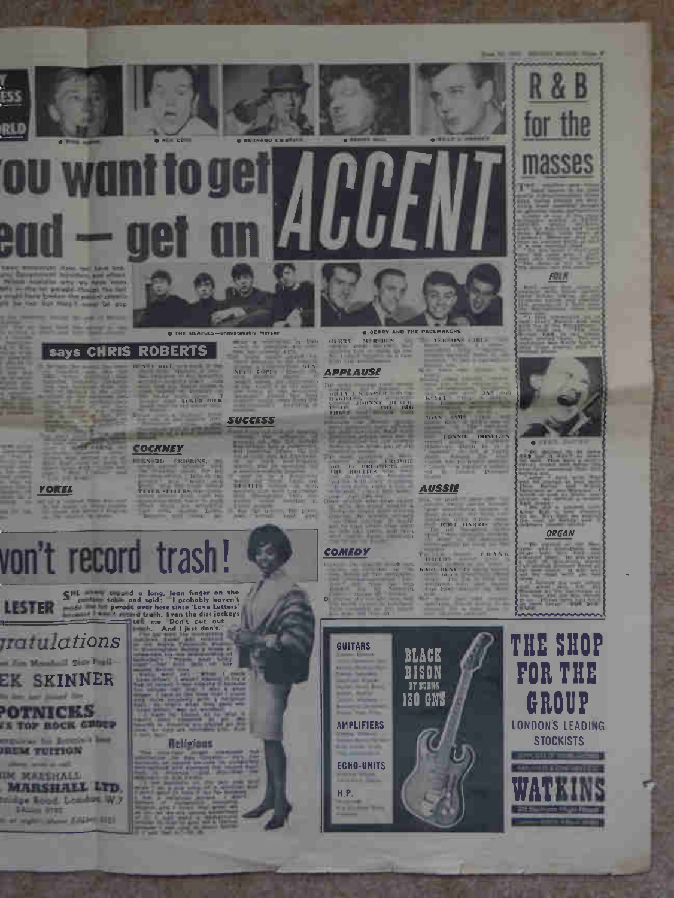# You want to get ahead — get an ACCENT

## says CHRIS ROBERTS

• THE BEATLES—unmistakably Mersey

• GERRY AND THE PACEMAKERS

### YOKEL

### COCKNEY

### SUCCESS

### APPLAUSE

### COMEDY

### AUSSIE

# R & B for the masses

### FOLK

### ORGAN

# won't record trash!

## LESTER

SHE ... tapped a long, lean finger on the ... table and said: "I probably haven't made the hit parade over here since 'Love Letters' because I won't record trash. Even the disc jockeys tell me 'Don't put out trash.' And I just don't."

### Religious

*Congratulations*

... Jim Marshall Star Pupil —

**MICK SKINNER**

... has just joined the

**SPOTNICKS**

... TOP ROCK GROUP

... DRUM TUITION

JIM MARSHALL

... MARSHALL LTD.

... Road, London W.7

GUITARS

AMPLIFIERS

ECHO-UNITS

H.P.

**BLACK BISON BY BURNS 130 GNS**

# THE SHOP FOR THE GROUP

LONDON'S LEADING STOCKISTS

# WATKINS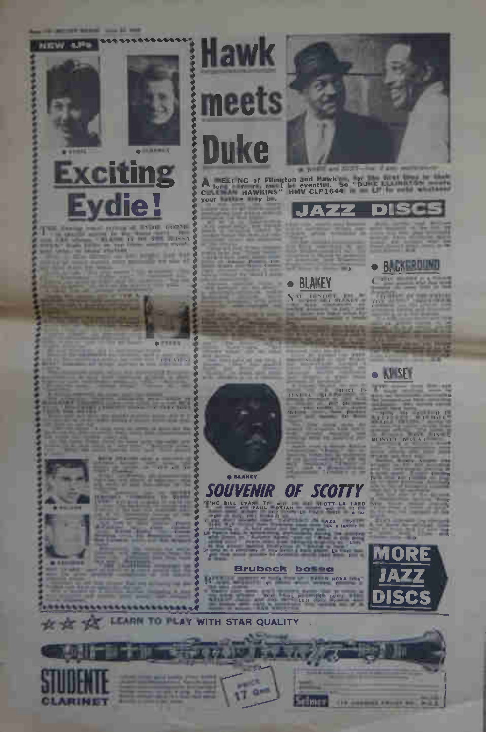## NEW LPs

# Exciting Eydie!

# Hawk meets Duke

A MEETING of Ellington and Hawkins, for the first time in their long careers, must be eventful. So "DUKE ELLINGTON meets COLEMAN HAWKINS" HMV CLP1644 is an LP to hold whatever your tastes may be.

## JAZZ DISCS

### • BLAKEY

### • BACKGROUND

### • KINSEY

● BLAKEY

## SOUVENIR OF SCOTTY

### Brubeck bossa

## MORE JAZZ DISCS

LEARN TO PLAY WITH STAR QUALITY

STUDENTE CLARINET

PRICE 17 Gns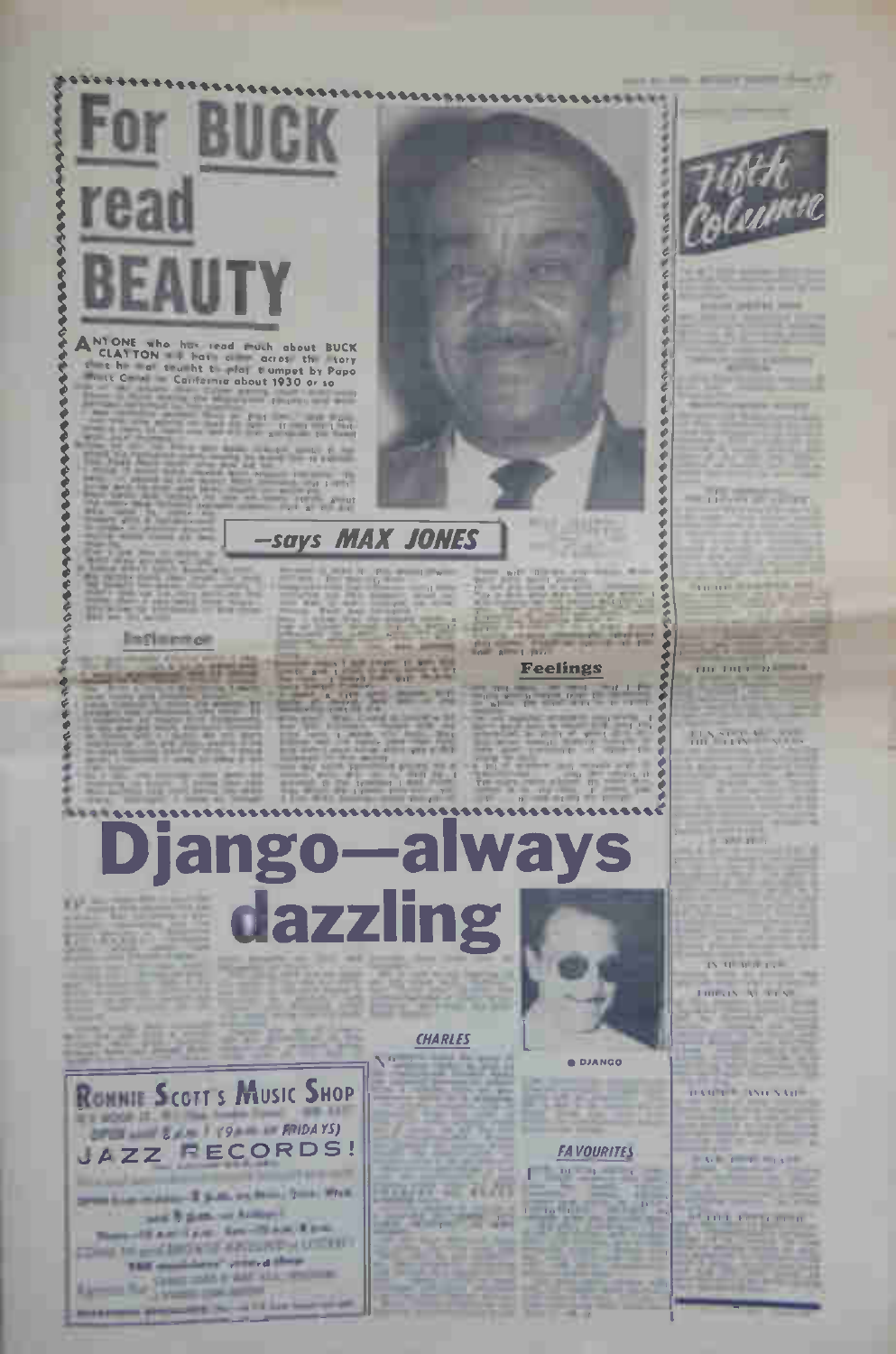# For BUCK read BEAUTY

ANYONE who has read much about BUCK CLAYTON will have come across the story that he was taught to play trumpet by Papa Mutt Carey in California about 1930 or so

## —says MAX JONES

### Influence

### Feelings

# Django—always dazzling

### CHARLES

DJANGO

### FAVOURITES

## Fifth Column

**RONNIE SCOTT'S MUSIC SHOP**

OPEN until 8 p.m. (9 p.m. on FRIDAYS)

**JAZZ RECORDS!**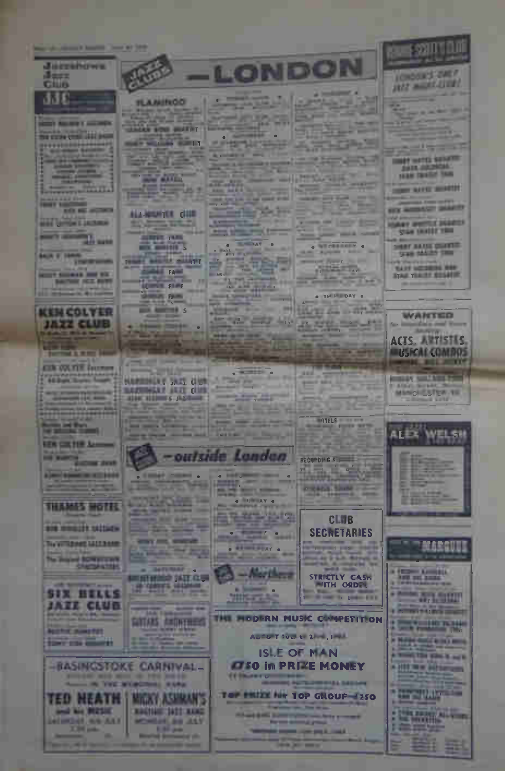# JAZZ CLUBS — LONDON

## Jazzshows Jazz Club

## KEN COLYER JAZZ CLUB

## THAMES HOTEL

## SIX BELLS JAZZ CLUB

## FLAMINGO

## ALL-NIGHTER CLUB

• SUNDAY •

• WEDNESDAY •

• THURSDAY •

• MONDAY •

HOTELS

RECORDING STUDIOS

## — outside London

• SUNDAY •

• SATURDAY •

## — Northern

## CLUB SECRETARIES

STRICTLY CASH WITH ORDER

## THE MODERN MUSIC COMPETITION

ISLE OF MAN

**£750 in PRIZE MONEY**

**TOP PRIZE for TOP GROUP—£250**

## —BASINGSTOKE CARNIVAL—

**TED HEATH and his MUSIC**

**MICKY ASHMAN'S RAGTIME JAZZ BAND**

## RONNIE SCOTT CLUB

LONDON'S ONLY JAZZ NIGHT-CLUB!

## WANTED

ACTS, ARTISTES, MUSICAL COMBOS

MANCHESTER

## ALEX WELSH

## MARQUEE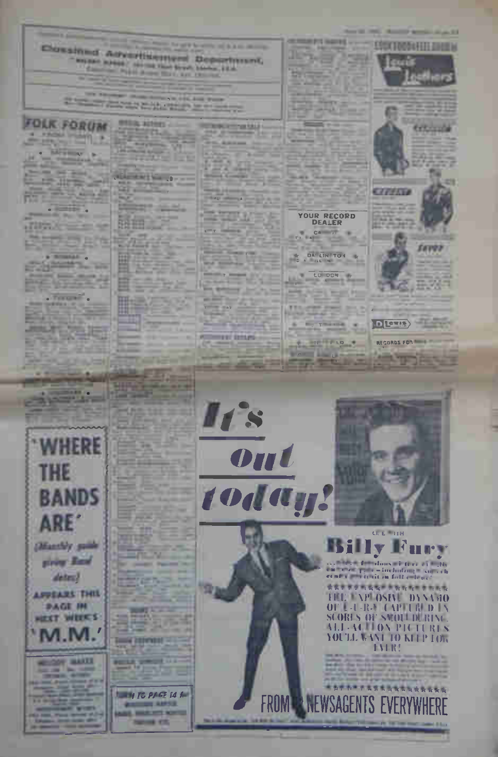## Classified Advertisement Department,

"MELODY MAKER"

## FOLK FORUM

## YOUR RECORD DEALER

★ DARLINGTON ★

★ LONDON ★

Lewis Leathers

D Lewis

RECORDS FOR

## 'WHERE THE BANDS ARE'

(Monthly guide giving Band dates)

APPEARS THIS PAGE IN NEXT WEEK'S 'M.M.'

TURN TO PAGE 14 for

## It's Out today!

LIFE WITH

## Billy Fury

THE EXPLOSIVE DYNAMO OF F-U-R-Y CAPTURED IN SCORES OF SMOULDERING ALL-ACTION PICTURES YOU'LL WANT TO KEEP FOR EVER!

FROM NEWSAGENTS EVERYWHERE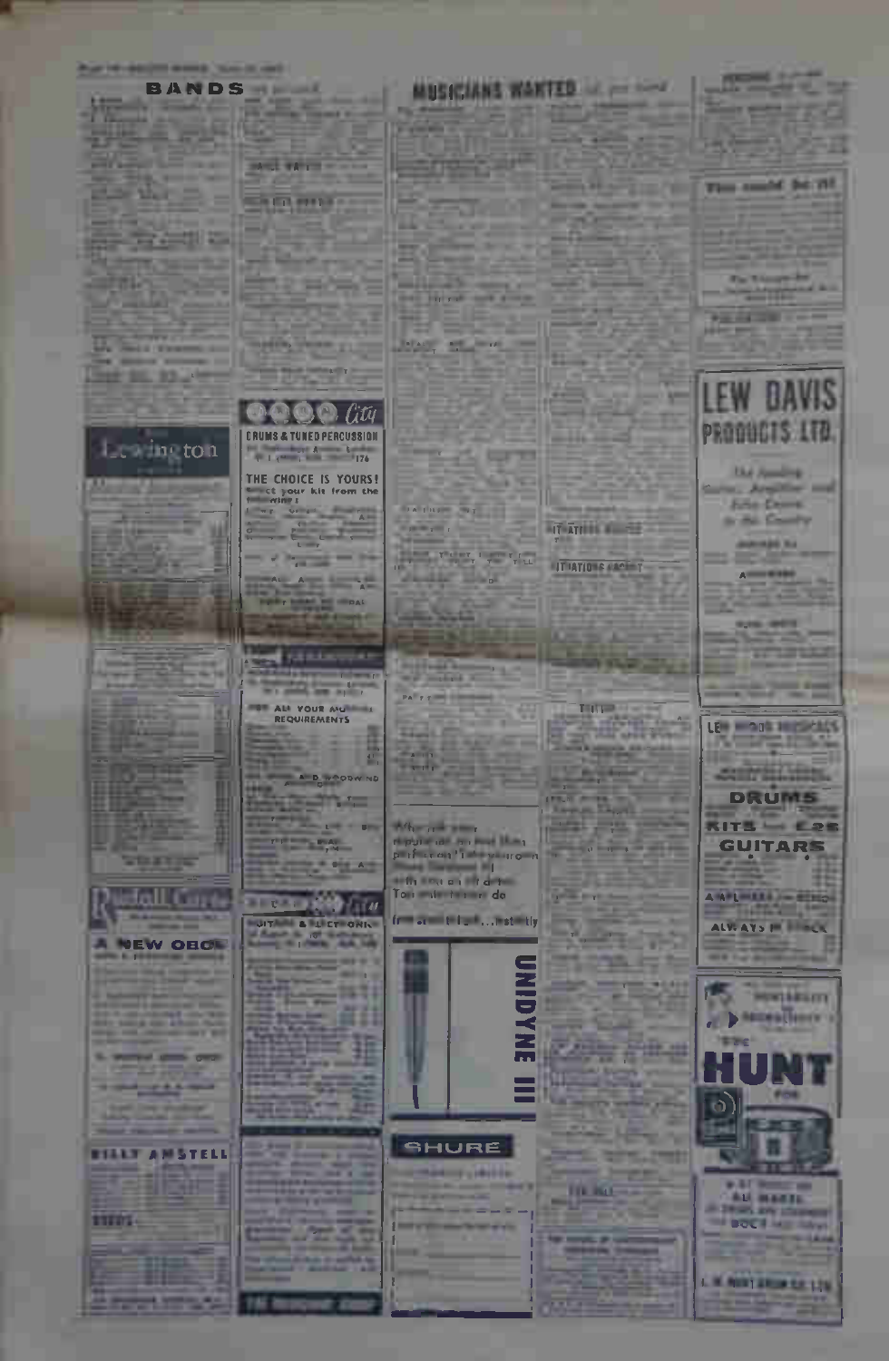## BANDS

Lewington

**City**

DRUMS & TUNED PERCUSSION

THE CHOICE IS YOURS!

Select your kit from the following:

FOR ALL YOUR MUSICAL REQUIREMENTS

Rudall Carte

A NEW OBOE

City

GUITARS & ELECTRONICS

BILLY AMSTELL

## MUSICIANS WANTED

SITUATIONS WANTED

SITUATIONS VACANT

UNIDYNE III

SHURE

This could be it!

# LEW DAVIS PRODUCTS LTD.

The leading Guitar, Amplifier and Echo Centre in the Country

**DRUMS**

**KITS — £26**

**GUITARS**

ALWAYS IN STOCK

**HUNT**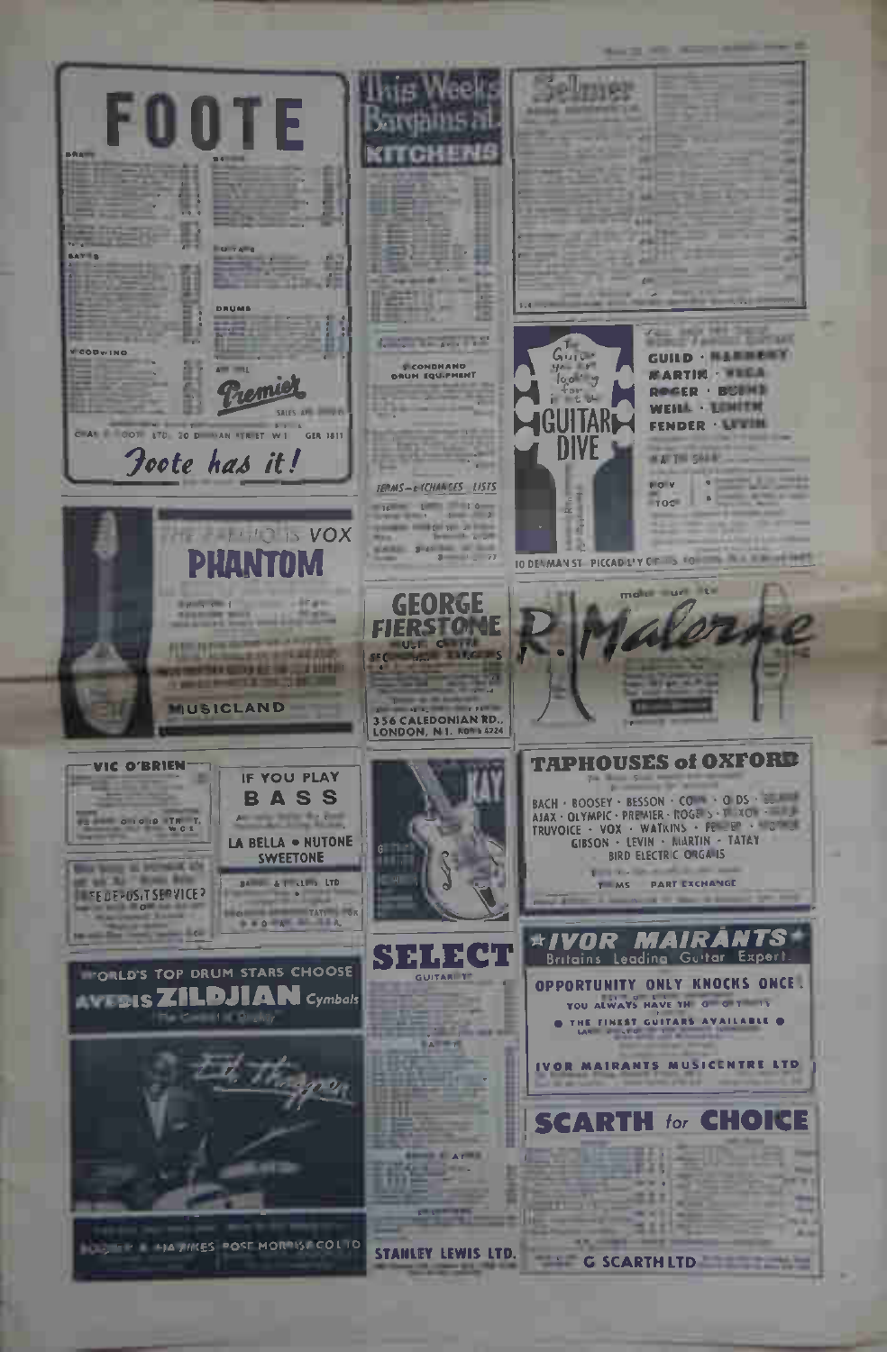# FOOTE

BRASS

SAXES

WOODWIND

GUITARS

DRUMS

Premier

SALES AND SERVICE

CHAS. E. FOOTE LTD., 20 DENMAN STREET, W.1 GER 1811

*Foote has it!*

# This Weeks Bargains at KITCHENS

SECONDHAND DRUM EQUIPMENT

TERMS—EXCHANGES—LISTS

# Selmer

GUITAR DIVE

GUILD · HARMONY
MARTIN · VEGA
ROGER · BURNS
WEILL · ZENITH
FENDER · LEVIN

10 DENMAN ST., PICCADILLY CIRCUS, LONDON

# VOX PHANTOM

MUSICLAND

# GEORGE FIERSTONE

356 CALEDONIAN RD., LONDON, N.1.

# R. Malerne

## VIC O'BRIEN

FREE DEPOSIT SERVICE?

IF YOU PLAY
# BASS

LA BELLA • NUTONE
SWEETONE

KAY

# TAPHOUSES of OXFORD

BACH · BOOSEY · BESSON · CONN · OLDS · SELMER
AJAX · OLYMPIC · PREMIER · ROGERS · TRIXON · GUILD
TRUVOICE · VOX · WATKINS · FENDER · HOFNER
GIBSON · LEVIN · MARTIN · TATAY
BIRD ELECTRIC ORGANS

TERMS PART EXCHANGE

WORLD'S TOP DRUM STARS CHOOSE
# AVEDIS ZILDJIAN Cymbals

"The Cymbal of Quality"

Ed Thigpen

BOOSEY & HAWKES ROSE MORRIS & CO LTD

# SELECT

GUITARS

STANLEY LEWIS LTD.

# IVOR MAIRANTS
Britains Leading Guitar Expert

OPPORTUNITY ONLY KNOCKS ONCE!

YOU ALWAYS HAVE THE OPPORTUNITY

THE FINEST GUITARS AVAILABLE

IVOR MAIRANTS MUSICENTRE LTD

# SCARTH for CHOICE

G. SCARTH LTD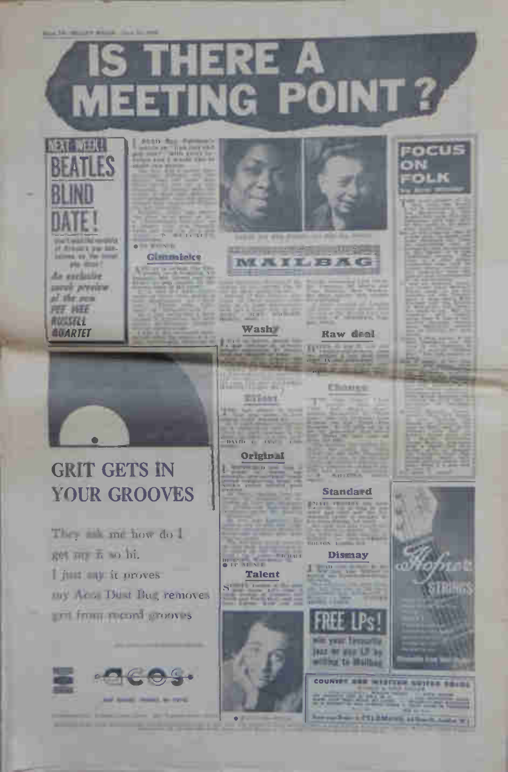# IS THERE A MEETING POINT?

NEXT WEEK!

# BEATLES BLIND DATE!

*An exclusive sneak preview of the new PEE WEE RUSSELL QUARTET*

### Gimmicks

# MAILBAG

### Washy

### Raw deal

### Change

### Original

### Standard

### Dismay

### Talent

# FOCUS ON FOLK

# GRIT GETS IN YOUR GROOVES

They ask me how do I
get my fi so hi.
I just say it proves
my Acos Dust Bug removes
grit from record grooves

ACOS

# FREE LPs!

win your favourite jazz or pop LP by writing to Mailbag

Hofner STRINGS

COUNTRY AND WESTERN GUITAR BOOKS